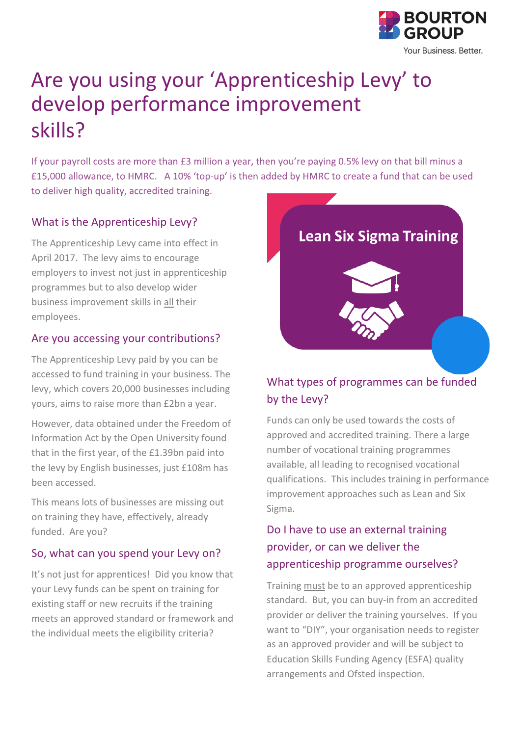BOURTON GROUP
Your Business. Better.

# Are you using your 'Apprenticeship Levy' to develop performance improvement skills?

If your payroll costs are more than £3 million a year, then you're paying 0.5% levy on that bill minus a £15,000 allowance, to HMRC. A 10% 'top-up' is then added by HMRC to create a fund that can be used to deliver high quality, accredited training.

## What is the Apprenticeship Levy?

The Apprenticeship Levy came into effect in April 2017. The levy aims to encourage employers to invest not just in apprenticeship programmes but to also develop wider business improvement skills in all their employees.

## Are you accessing your contributions?

The Apprenticeship Levy paid by you can be accessed to fund training in your business. The levy, which covers 20,000 businesses including yours, aims to raise more than £2bn a year.

However, data obtained under the Freedom of Information Act by the Open University found that in the first year, of the £1.39bn paid into the levy by English businesses, just £108m has been accessed.

This means lots of businesses are missing out on training they have, effectively, already funded. Are you?

## So, what can you spend your Levy on?

It's not just for apprentices! Did you know that your Levy funds can be spent on training for existing staff or new recruits if the training meets an approved standard or framework and the individual meets the eligibility criteria?

**Lean Six Sigma Training**

## What types of programmes can be funded by the Levy?

Funds can only be used towards the costs of approved and accredited training. There a large number of vocational training programmes available, all leading to recognised vocational qualifications. This includes training in performance improvement approaches such as Lean and Six Sigma.

## Do I have to use an external training provider, or can we deliver the apprenticeship programme ourselves?

Training must be to an approved apprenticeship standard. But, you can buy-in from an accredited provider or deliver the training yourselves. If you want to "DIY", your organisation needs to register as an approved provider and will be subject to Education Skills Funding Agency (ESFA) quality arrangements and Ofsted inspection.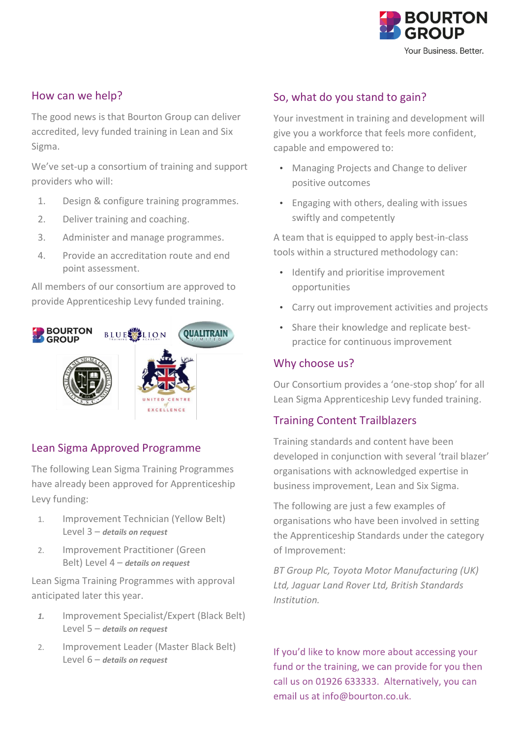## How can we help?

The good news is that Bourton Group can deliver accredited, levy funded training in Lean and Six Sigma.

We've set-up a consortium of training and support providers who will:

1. Design & configure training programmes.
2. Deliver training and coaching.
3. Administer and manage programmes.
4. Provide an accreditation route and end point assessment.

All members of our consortium are approved to provide Apprenticeship Levy funded training.

## Lean Sigma Approved Programme

The following Lean Sigma Training Programmes have already been approved for Apprenticeship Levy funding:

1. Improvement Technician (Yellow Belt) Level 3 – ***details on request***
2. Improvement Practitioner (Green Belt) Level 4 – ***details on request***

Lean Sigma Training Programmes with approval anticipated later this year.

1. Improvement Specialist/Expert (Black Belt) Level 5 – ***details on request***
2. Improvement Leader (Master Black Belt) Level 6 – ***details on request***

## So, what do you stand to gain?

Your investment in training and development will give you a workforce that feels more confident, capable and empowered to:

- Managing Projects and Change to deliver positive outcomes
- Engaging with others, dealing with issues swiftly and competently

A team that is equipped to apply best-in-class tools within a structured methodology can:

- Identify and prioritise improvement opportunities
- Carry out improvement activities and projects
- Share their knowledge and replicate best-practice for continuous improvement

## Why choose us?

Our Consortium provides a 'one-stop shop' for all Lean Sigma Apprenticeship Levy funded training.

## Training Content Trailblazers

Training standards and content have been developed in conjunction with several 'trail blazer' organisations with acknowledged expertise in business improvement, Lean and Six Sigma.

The following are just a few examples of organisations who have been involved in setting the Apprenticeship Standards under the category of Improvement:

*BT Group Plc, Toyota Motor Manufacturing (UK) Ltd, Jaguar Land Rover Ltd, British Standards Institution.*

If you'd like to know more about accessing your fund or the training, we can provide for you then call us on 01926 633333. Alternatively, you can email us at info@bourton.co.uk.